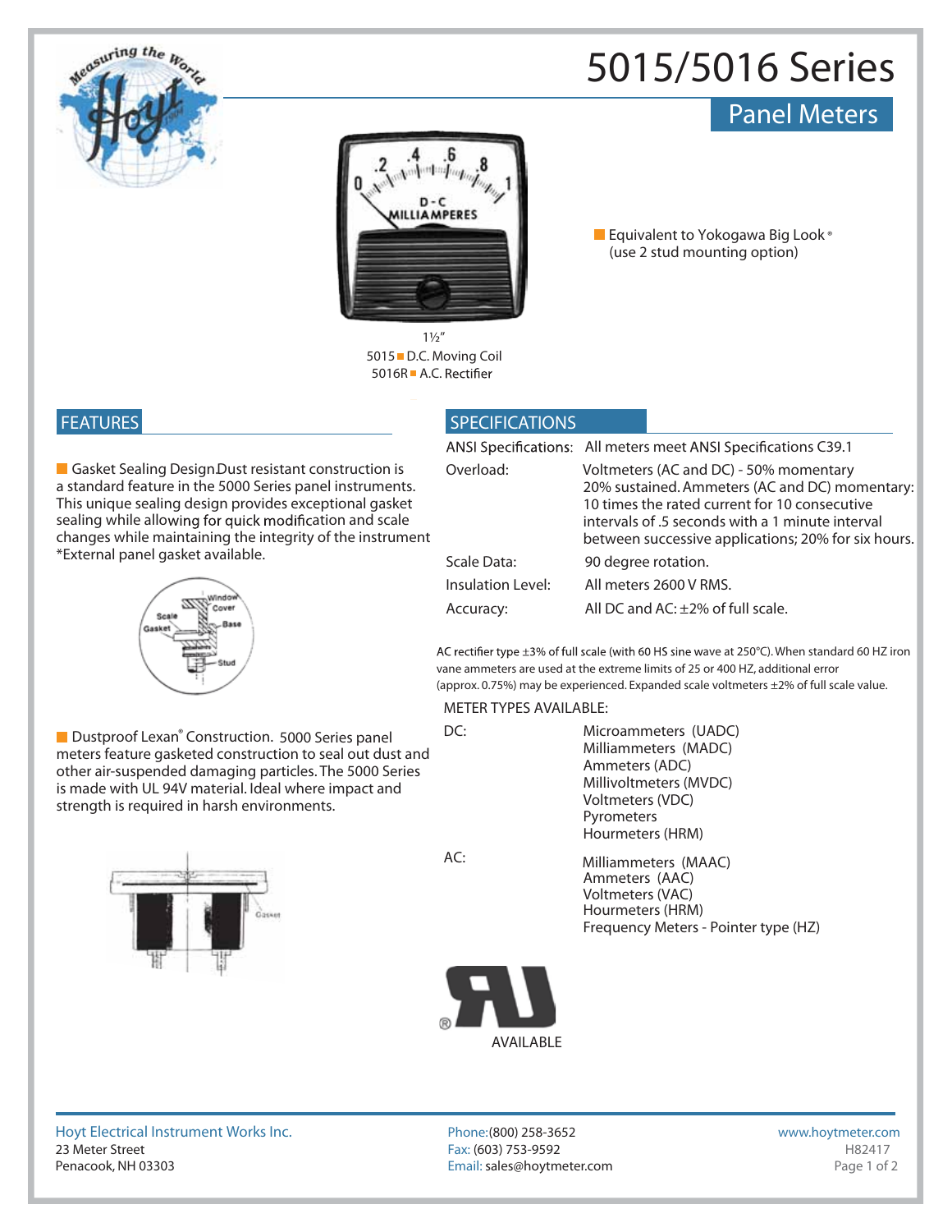# 5015/5016 Series

## Panel Meters

1½"
5015 ■ D.C. Moving Coil
5016R ■ A.C. Rectifier

■ Equivalent to Yokogawa Big Look®
(use 2 stud mounting option)

## FEATURES

■ Gasket Sealing Design.Dust resistant construction is a standard feature in the 5000 Series panel instruments. This unique sealing design provides exceptional gasket sealing while allowing for quick modification and scale changes while maintaining the integrity of the instrument
*External panel gasket available.

■ Dustproof Lexan® Construction. 5000 Series panel meters feature gasketed construction to seal out dust and other air-suspended damaging particles. The 5000 Series is made with UL 94V material. Ideal where impact and strength is required in harsh environments.

## SPECIFICATIONS

| | |
|---|---|
| ANSI Specifications: | All meters meet ANSI Specifications C39.1 |
| Overload: | Voltmeters (AC and DC) - 50% momentary 20% sustained. Ammeters (AC and DC) momentary: 10 times the rated current for 10 consecutive intervals of .5 seconds with a 1 minute interval between successive applications; 20% for six hours. |
| Scale Data: | 90 degree rotation. |
| Insulation Level: | All meters 2600 V RMS. |
| Accuracy: | All DC and AC: ±2% of full scale. |

AC rectifier type ±3% of full scale (with 60 HS sine wave at 250°C). When standard 60 HZ iron vane ammeters are used at the extreme limits of 25 or 400 HZ, additional error (approx. 0.75%) may be experienced. Expanded scale voltmeters ±2% of full scale value.

METER TYPES AVAILABLE:

| | |
|---|---|
| DC: | Microammeters (UADC)<br>Milliammeters (MADC)<br>Ammeters (ADC)<br>Millivoltmeters (MVDC)<br>Voltmeters (VDC)<br>Pyrometers<br>Hourmeters (HRM) |
| AC: | Milliammeters (MAAC)<br>Ammeters (AAC)<br>Voltmeters (VAC)<br>Hourmeters (HRM)<br>Frequency Meters - Pointer type (HZ) |

AVAILABLE

Hoyt Electrical Instrument Works Inc.
23 Meter Street
Penacook, NH 03303

Phone: (800) 258-3652
Fax: (603) 753-9592
Email: sales@hoytmeter.com

www.hoytmeter.com
H82417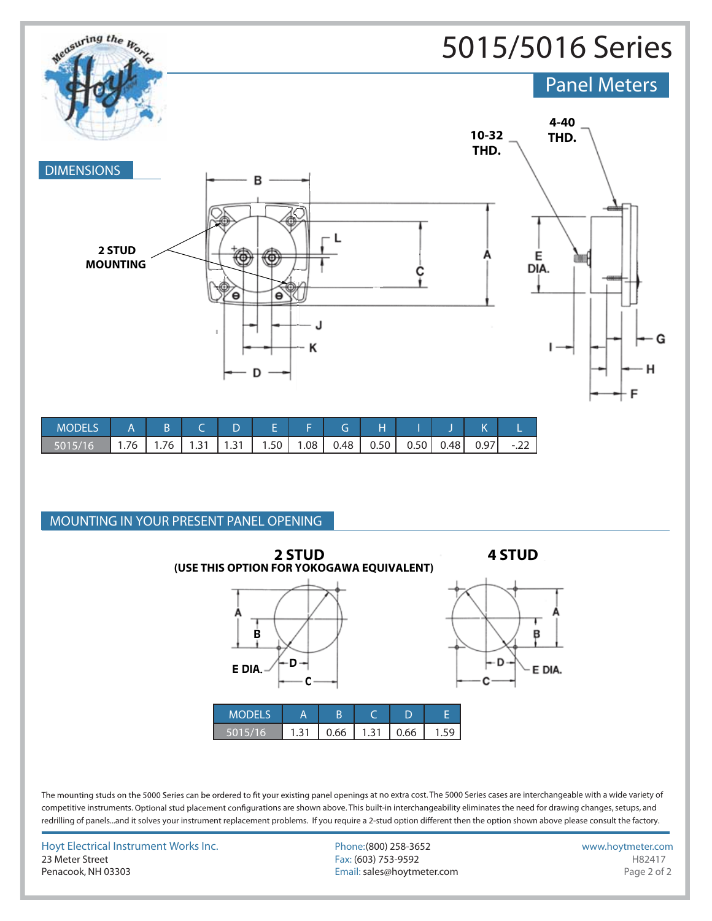# 5015/5016 Series

## Panel Meters

## DIMENSIONS

10-32 THD.

4-40 THD.

2 STUD MOUNTING

| MODELS | A | B | C | D | E | F | G | H | I | J | K | L |
|---|---|---|---|---|---|---|---|---|---|---|---|---|
| 5015/16 | 1.76 | 1.76 | 1.31 | 1.31 | 1.50 | 1.08 | 0.48 | 0.50 | 0.50 | 0.48 | 0.97 | -.22 |

## MOUNTING IN YOUR PRESENT PANEL OPENING

**2 STUD**
**(USE THIS OPTION FOR YOKOGAWA EQUIVALENT)**

**4 STUD**

| MODELS | A | B | C | D | E |
|---|---|---|---|---|---|
| 5015/16 | 1.31 | 0.66 | 1.31 | 0.66 | 1.59 |

The mounting studs on the 5000 Series can be ordered to fit your existing panel openings at no extra cost. The 5000 Series cases are interchangeable with a wide variety of competitive instruments. Optional stud placement configurations are shown above. This built-in interchangeability eliminates the need for drawing changes, setups, and redrilling of panels...and it solves your instrument replacement problems. If you require a 2-stud option different then the option shown above please consult the factory.

Hoyt Electrical Instrument Works Inc.
23 Meter Street
Penacook, NH 03303

Phone:(800) 258-3652
Fax: (603) 753-9592
Email: sales@hoytmeter.com

www.hoytmeter.com
H82417